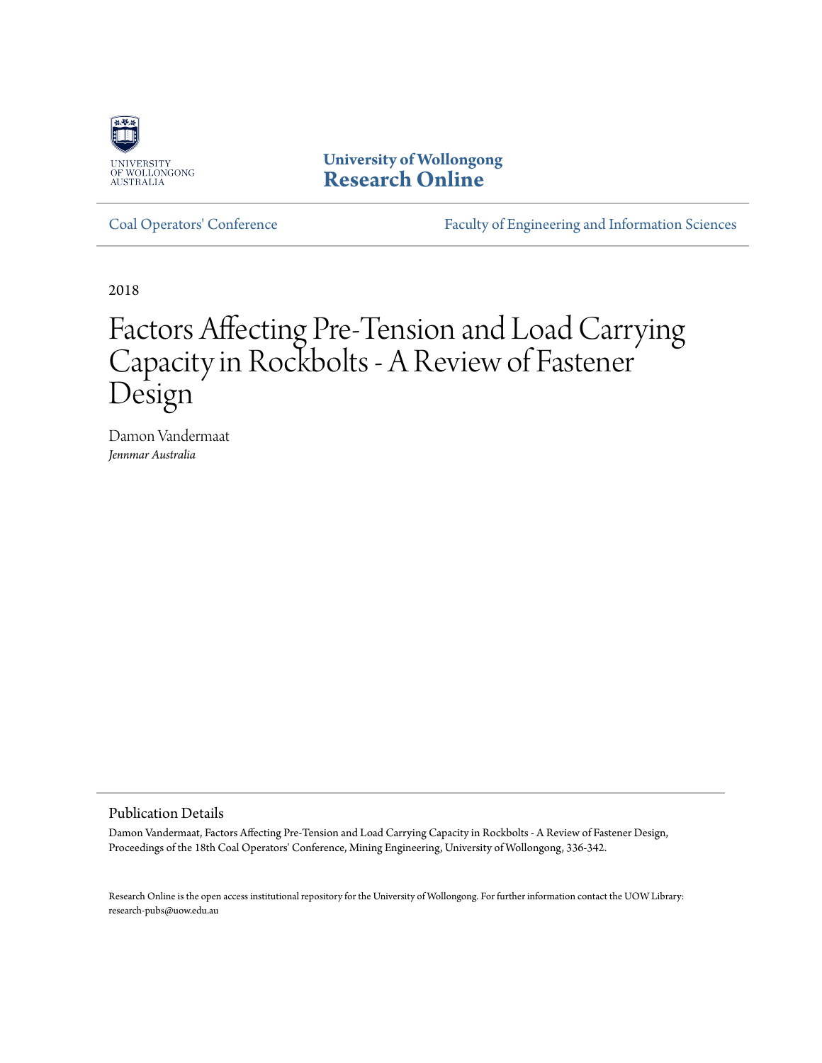University of Wollongong
**Research Online**

Coal Operators' Conference | Faculty of Engineering and Information Sciences

2018

# Factors Affecting Pre-Tension and Load Carrying Capacity in Rockbolts - A Review of Fastener Design

Damon Vandermaat
*Jennmar Australia*

## Publication Details

Damon Vandermaat, Factors Affecting Pre-Tension and Load Carrying Capacity in Rockbolts - A Review of Fastener Design, Proceedings of the 18th Coal Operators' Conference, Mining Engineering, University of Wollongong, 336-342.

Research Online is the open access institutional repository for the University of Wollongong. For further information contact the UOW Library: research-pubs@uow.edu.au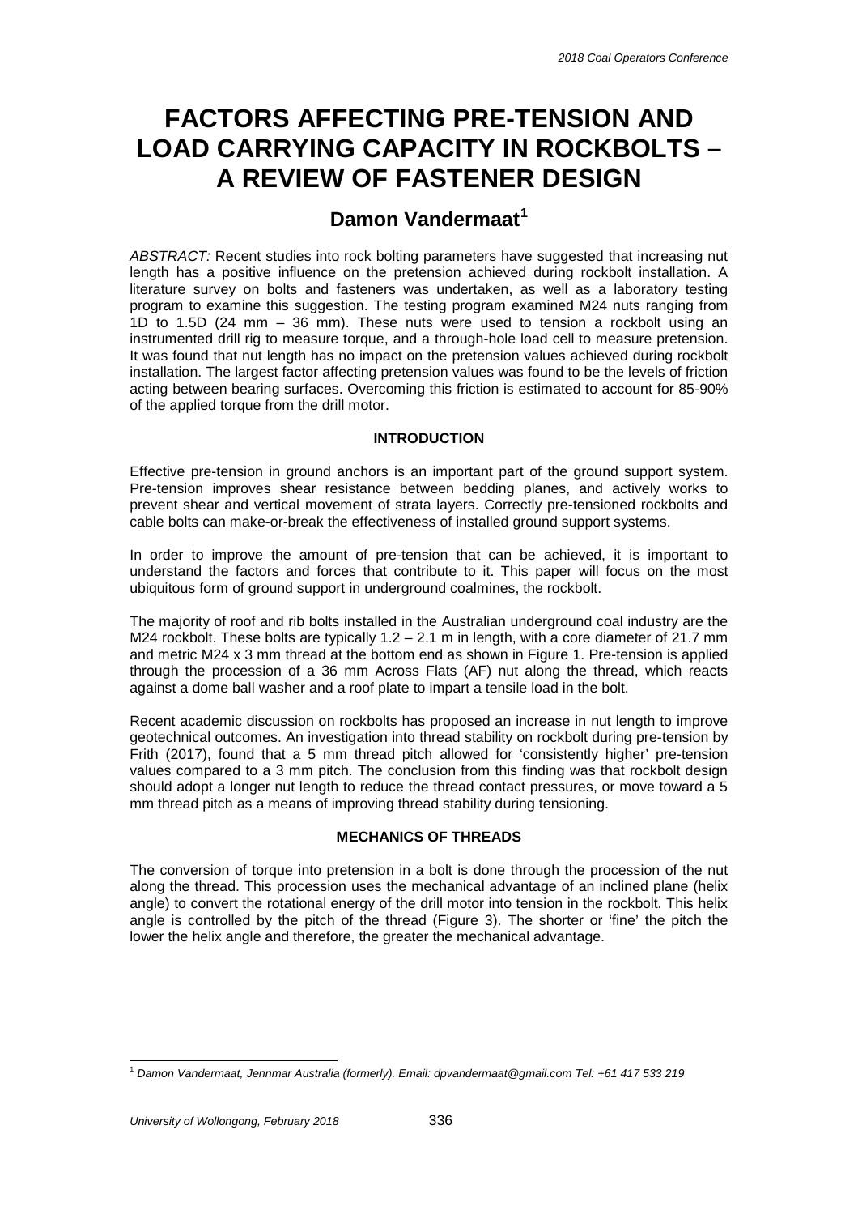# FACTORS AFFECTING PRE-TENSION AND LOAD CARRYING CAPACITY IN ROCKBOLTS – A REVIEW OF FASTENER DESIGN

## Damon Vandermaat[1]

*ABSTRACT:* Recent studies into rock bolting parameters have suggested that increasing nut length has a positive influence on the pretension achieved during rockbolt installation. A literature survey on bolts and fasteners was undertaken, as well as a laboratory testing program to examine this suggestion. The testing program examined M24 nuts ranging from 1D to 1.5D (24 mm – 36 mm). These nuts were used to tension a rockbolt using an instrumented drill rig to measure torque, and a through-hole load cell to measure pretension. It was found that nut length has no impact on the pretension values achieved during rockbolt installation. The largest factor affecting pretension values was found to be the levels of friction acting between bearing surfaces. Overcoming this friction is estimated to account for 85-90% of the applied torque from the drill motor.

### INTRODUCTION

Effective pre-tension in ground anchors is an important part of the ground support system. Pre-tension improves shear resistance between bedding planes, and actively works to prevent shear and vertical movement of strata layers. Correctly pre-tensioned rockbolts and cable bolts can make-or-break the effectiveness of installed ground support systems.

In order to improve the amount of pre-tension that can be achieved, it is important to understand the factors and forces that contribute to it. This paper will focus on the most ubiquitous form of ground support in underground coalmines, the rockbolt.

The majority of roof and rib bolts installed in the Australian underground coal industry are the M24 rockbolt. These bolts are typically 1.2 – 2.1 m in length, with a core diameter of 21.7 mm and metric M24 x 3 mm thread at the bottom end as shown in Figure 1. Pre-tension is applied through the procession of a 36 mm Across Flats (AF) nut along the thread, which reacts against a dome ball washer and a roof plate to impart a tensile load in the bolt.

Recent academic discussion on rockbolts has proposed an increase in nut length to improve geotechnical outcomes. An investigation into thread stability on rockbolt during pre-tension by Frith (2017), found that a 5 mm thread pitch allowed for 'consistently higher' pre-tension values compared to a 3 mm pitch. The conclusion from this finding was that rockbolt design should adopt a longer nut length to reduce the thread contact pressures, or move toward a 5 mm thread pitch as a means of improving thread stability during tensioning.

### MECHANICS OF THREADS

The conversion of torque into pretension in a bolt is done through the procession of the nut along the thread. This procession uses the mechanical advantage of an inclined plane (helix angle) to convert the rotational energy of the drill motor into tension in the rockbolt. This helix angle is controlled by the pitch of the thread (Figure 3). The shorter or 'fine' the pitch the lower the helix angle and therefore, the greater the mechanical advantage.

[1] *Damon Vandermaat, Jennmar Australia (formerly). Email: dpvandermaat@gmail.com Tel: +61 417 533 219*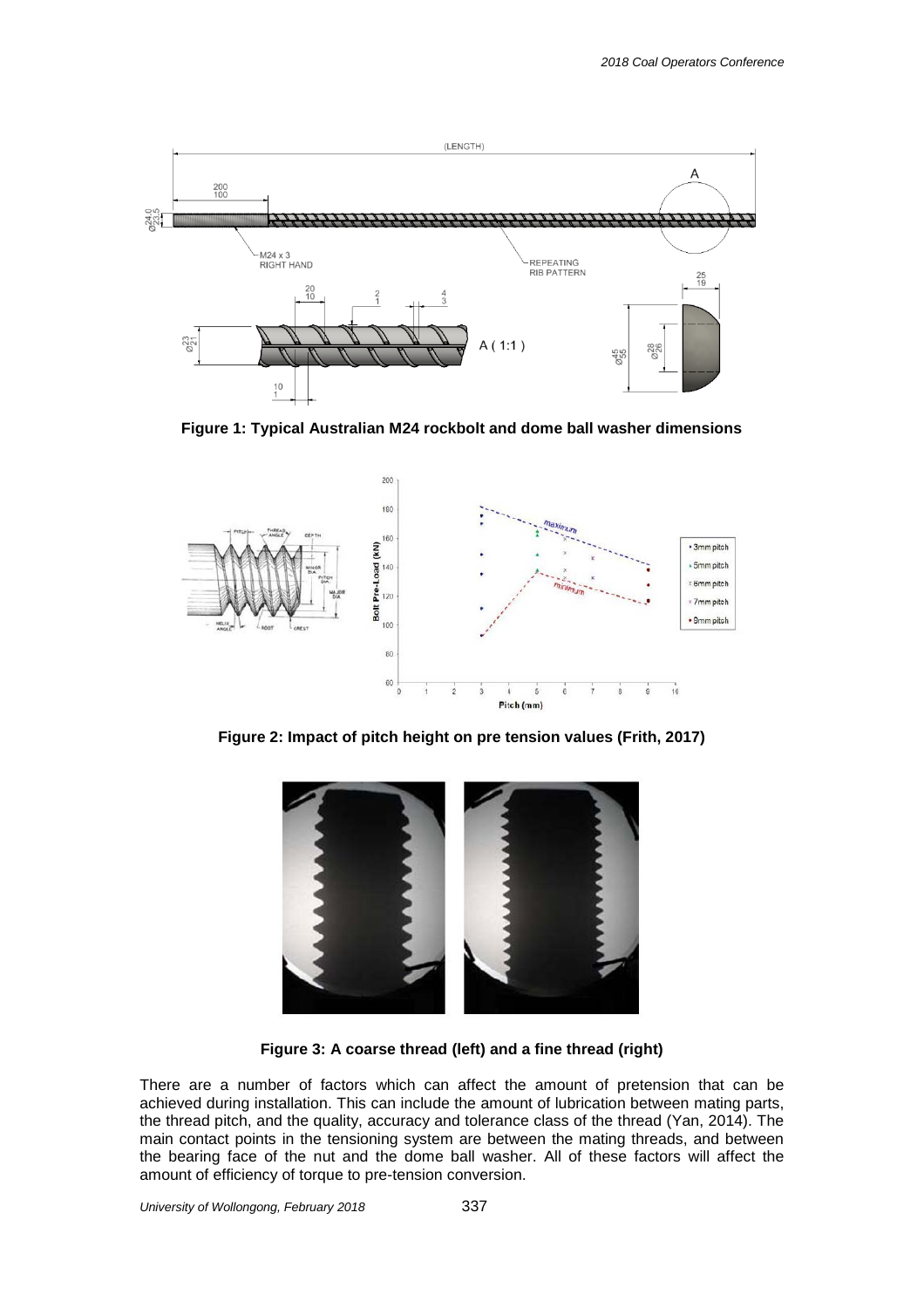**Figure 1: Typical Australian M24 rockbolt and dome ball washer dimensions**

**Figure 2: Impact of pitch height on pre tension values (Frith, 2017)**

**Figure 3: A coarse thread (left) and a fine thread (right)**

There are a number of factors which can affect the amount of pretension that can be achieved during installation. This can include the amount of lubrication between mating parts, the thread pitch, and the quality, accuracy and tolerance class of the thread (Yan, 2014). The main contact points in the tensioning system are between the mating threads, and between the bearing face of the nut and the dome ball washer. All of these factors will affect the amount of efficiency of torque to pre-tension conversion.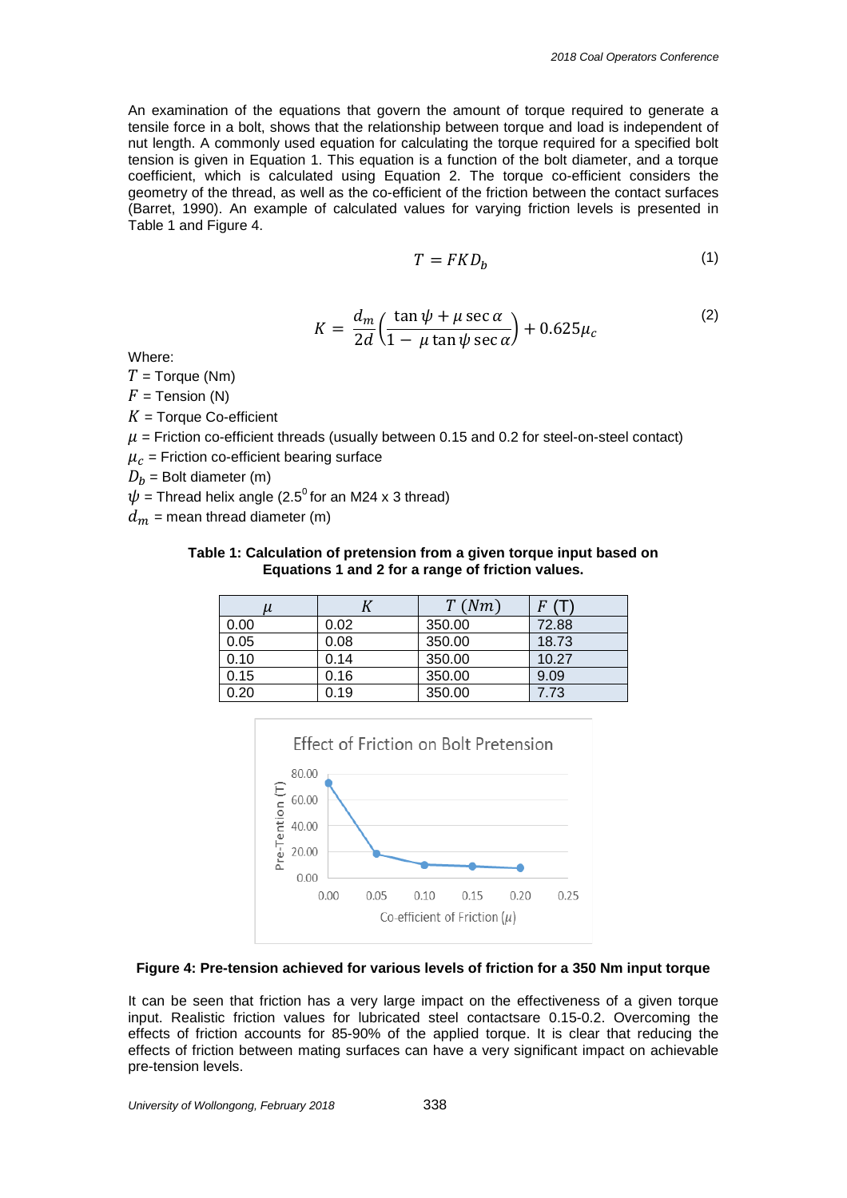An examination of the equations that govern the amount of torque required to generate a tensile force in a bolt, shows that the relationship between torque and load is independent of nut length. A commonly used equation for calculating the torque required for a specified bolt tension is given in Equation 1. This equation is a function of the bolt diameter, and a torque coefficient, which is calculated using Equation 2. The torque co-efficient considers the geometry of the thread, as well as the co-efficient of the friction between the contact surfaces (Barret, 1990). An example of calculated values for varying friction levels is presented in Table 1 and Figure 4.

$$T = FKD_b \tag{1}$$

$$K = \frac{d_m}{2d}\left(\frac{\tan\psi + \mu\sec\alpha}{1 - \mu\tan\psi\sec\alpha}\right) + 0.625\mu_c \tag{2}$$

Where:

$T$ = Torque (Nm)

$F$ = Tension (N)

$K$ = Torque Co-efficient

$\mu$ = Friction co-efficient threads (usually between 0.15 and 0.2 for steel-on-steel contact)

$\mu_c$ = Friction co-efficient bearing surface

$D_b$ = Bolt diameter (m)

$\psi$ = Thread helix angle (2.5$^0$ for an M24 x 3 thread)

$d_m$ = mean thread diameter (m)

**Table 1: Calculation of pretension from a given torque input based on Equations 1 and 2 for a range of friction values.**

| $\mu$ | $K$ | $T\ (Nm)$ | $F$ (T) |
|---|---|---|---|
| 0.00 | 0.02 | 350.00 | 72.88 |
| 0.05 | 0.08 | 350.00 | 18.73 |
| 0.10 | 0.14 | 350.00 | 10.27 |
| 0.15 | 0.16 | 350.00 | 9.09 |
| 0.20 | 0.19 | 350.00 | 7.73 |

**Figure 4: Pre-tension achieved for various levels of friction for a 350 Nm input torque**

It can be seen that friction has a very large impact on the effectiveness of a given torque input. Realistic friction values for lubricated steel contactsare 0.15-0.2. Overcoming the effects of friction accounts for 85-90% of the applied torque. It is clear that reducing the effects of friction between mating surfaces can have a very significant impact on achievable pre-tension levels.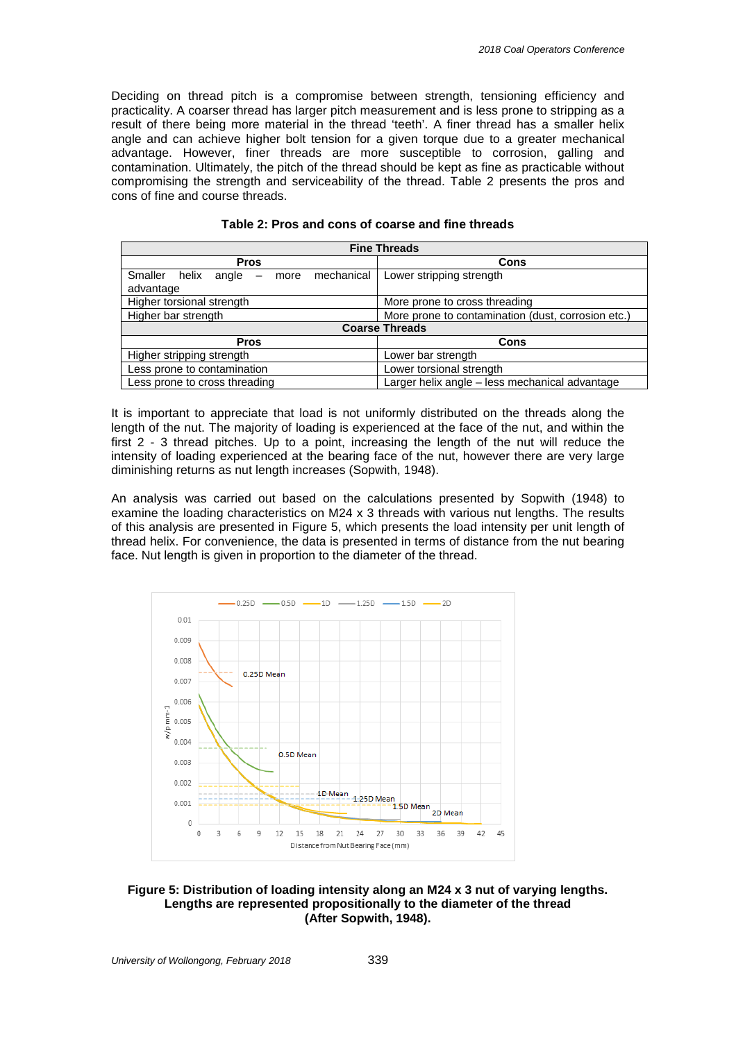Deciding on thread pitch is a compromise between strength, tensioning efficiency and practicality. A coarser thread has larger pitch measurement and is less prone to stripping as a result of there being more material in the thread 'teeth'. A finer thread has a smaller helix angle and can achieve higher bolt tension for a given torque due to a greater mechanical advantage. However, finer threads are more susceptible to corrosion, galling and contamination. Ultimately, the pitch of the thread should be kept as fine as practicable without compromising the strength and serviceability of the thread. Table 2 presents the pros and cons of fine and course threads.

**Table 2: Pros and cons of coarse and fine threads**

| Fine Threads | |
|---|---|
| **Pros** | **Cons** |
| Smaller helix angle – more mechanical advantage | Lower stripping strength |
| Higher torsional strength | More prone to cross threading |
| Higher bar strength | More prone to contamination (dust, corrosion etc.) |
| **Coarse Threads** | |
| **Pros** | **Cons** |
| Higher stripping strength | Lower bar strength |
| Less prone to contamination | Lower torsional strength |
| Less prone to cross threading | Larger helix angle – less mechanical advantage |

It is important to appreciate that load is not uniformly distributed on the threads along the length of the nut. The majority of loading is experienced at the face of the nut, and within the first 2 - 3 thread pitches. Up to a point, increasing the length of the nut will reduce the intensity of loading experienced at the bearing face of the nut, however there are very large diminishing returns as nut length increases (Sopwith, 1948).

An analysis was carried out based on the calculations presented by Sopwith (1948) to examine the loading characteristics on M24 x 3 threads with various nut lengths. The results of this analysis are presented in Figure 5, which presents the load intensity per unit length of thread helix. For convenience, the data is presented in terms of distance from the nut bearing face. Nut length is given in proportion to the diameter of the thread.

**Figure 5: Distribution of loading intensity along an M24 x 3 nut of varying lengths. Lengths are represented propositionally to the diameter of the thread (After Sopwith, 1948).**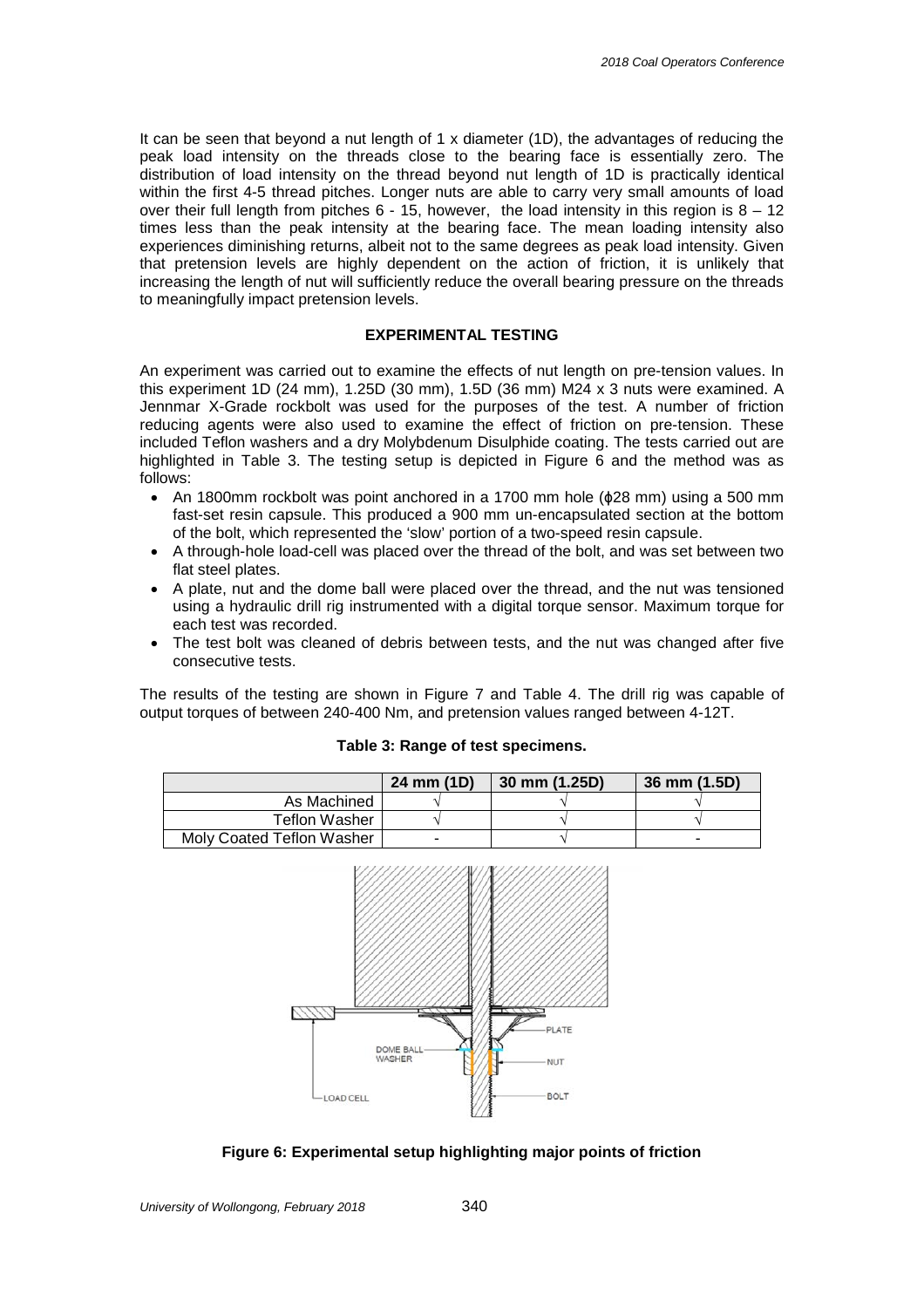It can be seen that beyond a nut length of 1 x diameter (1D), the advantages of reducing the peak load intensity on the threads close to the bearing face is essentially zero. The distribution of load intensity on the thread beyond nut length of 1D is practically identical within the first 4-5 thread pitches. Longer nuts are able to carry very small amounts of load over their full length from pitches 6 - 15, however, the load intensity in this region is 8 – 12 times less than the peak intensity at the bearing face. The mean loading intensity also experiences diminishing returns, albeit not to the same degrees as peak load intensity. Given that pretension levels are highly dependent on the action of friction, it is unlikely that increasing the length of nut will sufficiently reduce the overall bearing pressure on the threads to meaningfully impact pretension levels.

## EXPERIMENTAL TESTING

An experiment was carried out to examine the effects of nut length on pre-tension values. In this experiment 1D (24 mm), 1.25D (30 mm), 1.5D (36 mm) M24 x 3 nuts were examined. A Jennmar X-Grade rockbolt was used for the purposes of the test. A number of friction reducing agents were also used to examine the effect of friction on pre-tension. These included Teflon washers and a dry Molybdenum Disulphide coating. The tests carried out are highlighted in Table 3. The testing setup is depicted in Figure 6 and the method was as follows:

- An 1800mm rockbolt was point anchored in a 1700 mm hole (ϕ28 mm) using a 500 mm fast-set resin capsule. This produced a 900 mm un-encapsulated section at the bottom of the bolt, which represented the 'slow' portion of a two-speed resin capsule.
- A through-hole load-cell was placed over the thread of the bolt, and was set between two flat steel plates.
- A plate, nut and the dome ball were placed over the thread, and the nut was tensioned using a hydraulic drill rig instrumented with a digital torque sensor. Maximum torque for each test was recorded.
- The test bolt was cleaned of debris between tests, and the nut was changed after five consecutive tests.

The results of the testing are shown in Figure 7 and Table 4. The drill rig was capable of output torques of between 240-400 Nm, and pretension values ranged between 4-12T.

**Table 3: Range of test specimens.**

| | 24 mm (1D) | 30 mm (1.25D) | 36 mm (1.5D) |
|---|---|---|---|
| As Machined | √ | √ | √ |
| Teflon Washer | √ | √ | √ |
| Moly Coated Teflon Washer | - | √ | - |

**Figure 6: Experimental setup highlighting major points of friction**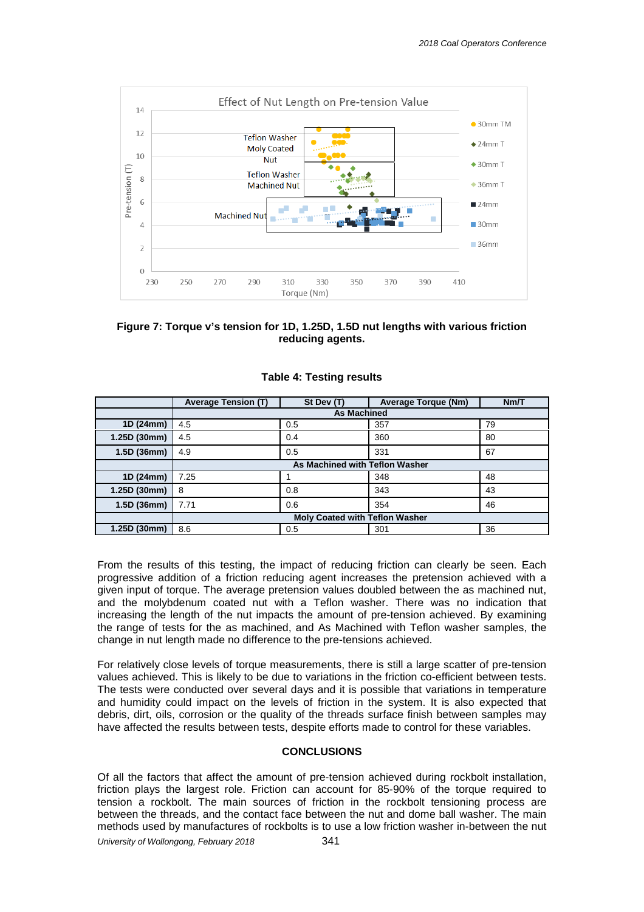Figure 7: Torque v's tension for 1D, 1.25D, 1.5D nut lengths with various friction reducing agents.

**Table 4: Testing results**

| | Average Tension (T) | St Dev (T) | Average Torque (Nm) | Nm/T |
|---|---|---|---|---|
| | **As Machined** | | | |
| **1D (24mm)** | 4.5 | 0.5 | 357 | 79 |
| **1.25D (30mm)** | 4.5 | 0.4 | 360 | 80 |
| **1.5D (36mm)** | 4.9 | 0.5 | 331 | 67 |
| | **As Machined with Teflon Washer** | | | |
| **1D (24mm)** | 7.25 | 1 | 348 | 48 |
| **1.25D (30mm)** | 8 | 0.8 | 343 | 43 |
| **1.5D (36mm)** | 7.71 | 0.6 | 354 | 46 |
| | **Moly Coated with Teflon Washer** | | | |
| **1.25D (30mm)** | 8.6 | 0.5 | 301 | 36 |

From the results of this testing, the impact of reducing friction can clearly be seen. Each progressive addition of a friction reducing agent increases the pretension achieved with a given input of torque. The average pretension values doubled between the as machined nut, and the molybdenum coated nut with a Teflon washer. There was no indication that increasing the length of the nut impacts the amount of pre-tension achieved. By examining the range of tests for the as machined, and As Machined with Teflon washer samples, the change in nut length made no difference to the pre-tensions achieved.

For relatively close levels of torque measurements, there is still a large scatter of pre-tension values achieved. This is likely to be due to variations in the friction co-efficient between tests. The tests were conducted over several days and it is possible that variations in temperature and humidity could impact on the levels of friction in the system. It is also expected that debris, dirt, oils, corrosion or the quality of the threads surface finish between samples may have affected the results between tests, despite efforts made to control for these variables.

## CONCLUSIONS

Of all the factors that affect the amount of pre-tension achieved during rockbolt installation, friction plays the largest role. Friction can account for 85-90% of the torque required to tension a rockbolt. The main sources of friction in the rockbolt tensioning process are between the threads, and the contact face between the nut and dome ball washer. The main methods used by manufactures of rockbolts is to use a low friction washer in-between the nut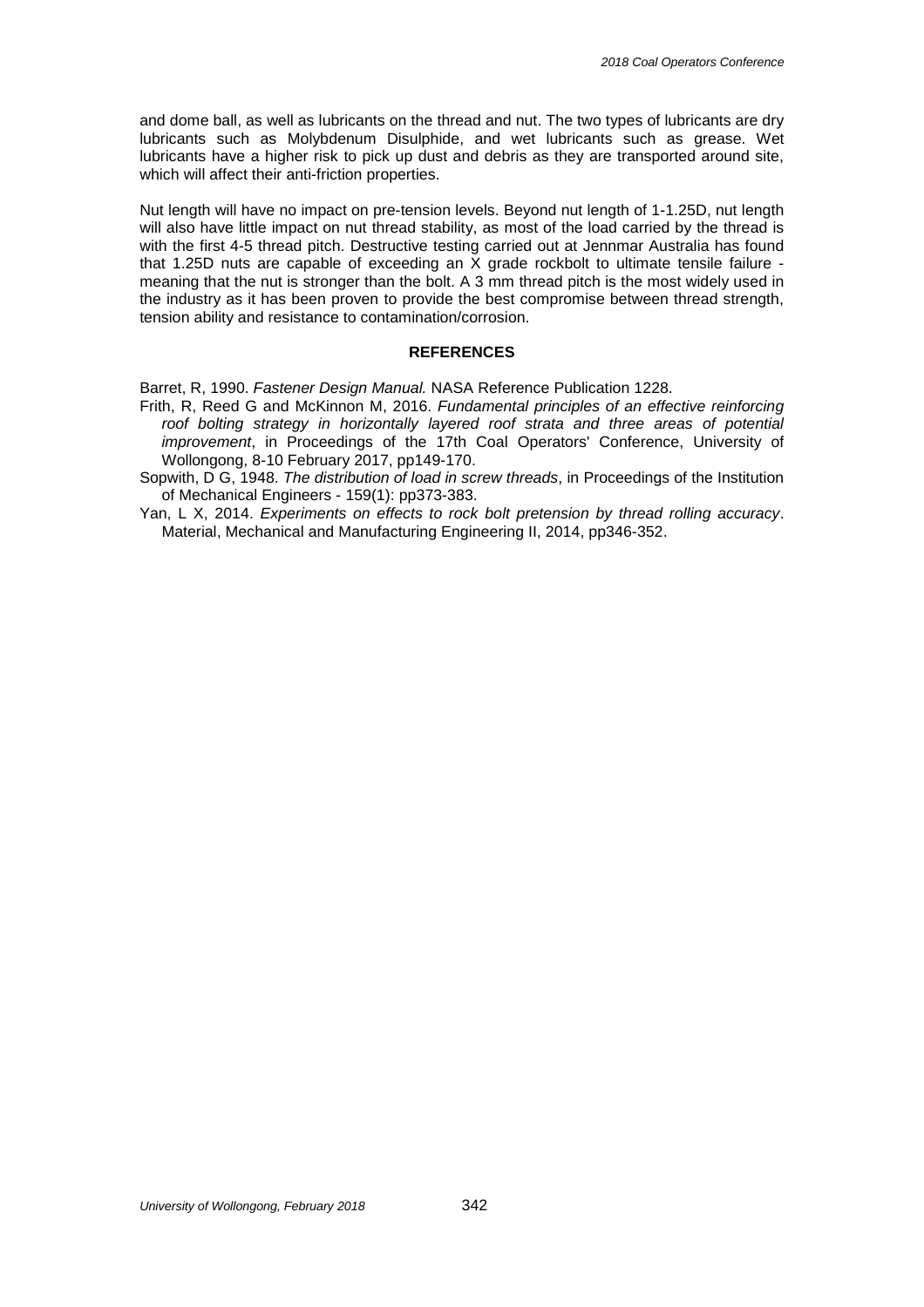and dome ball, as well as lubricants on the thread and nut. The two types of lubricants are dry lubricants such as Molybdenum Disulphide, and wet lubricants such as grease. Wet lubricants have a higher risk to pick up dust and debris as they are transported around site, which will affect their anti-friction properties.

Nut length will have no impact on pre-tension levels. Beyond nut length of 1-1.25D, nut length will also have little impact on nut thread stability, as most of the load carried by the thread is with the first 4-5 thread pitch. Destructive testing carried out at Jennmar Australia has found that 1.25D nuts are capable of exceeding an X grade rockbolt to ultimate tensile failure - meaning that the nut is stronger than the bolt. A 3 mm thread pitch is the most widely used in the industry as it has been proven to provide the best compromise between thread strength, tension ability and resistance to contamination/corrosion.

## REFERENCES

Barret, R, 1990. *Fastener Design Manual.* NASA Reference Publication 1228.

Frith, R, Reed G and McKinnon M, 2016. *Fundamental principles of an effective reinforcing roof bolting strategy in horizontally layered roof strata and three areas of potential improvement*, in Proceedings of the 17th Coal Operators' Conference, University of Wollongong, 8-10 February 2017, pp149-170.

Sopwith, D G, 1948. *The distribution of load in screw threads*, in Proceedings of the Institution of Mechanical Engineers - 159(1): pp373-383.

Yan, L X, 2014. *Experiments on effects to rock bolt pretension by thread rolling accuracy*. Material, Mechanical and Manufacturing Engineering II, 2014, pp346-352.